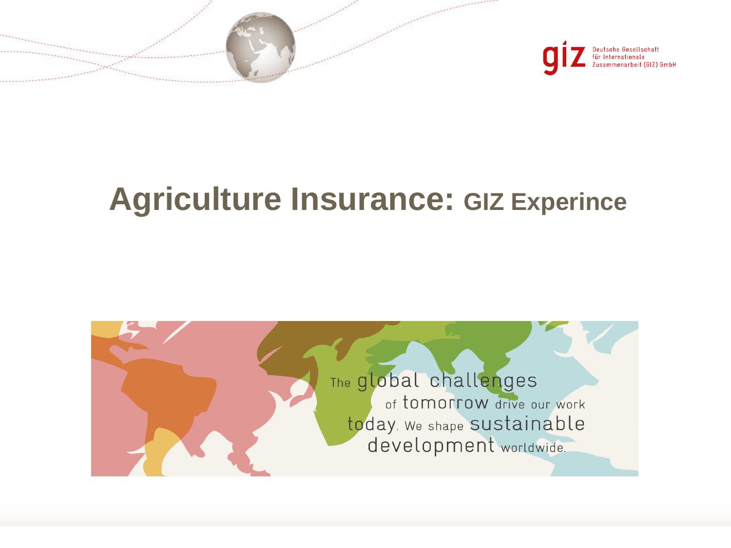Deutsche Gesellschaft für Internationale Zusammenarbeit (GIZ) GmbH

# Agriculture Insurance: GIZ Experince

The global challenges of tomorrow drive our work today. We shape sustainable development worldwide.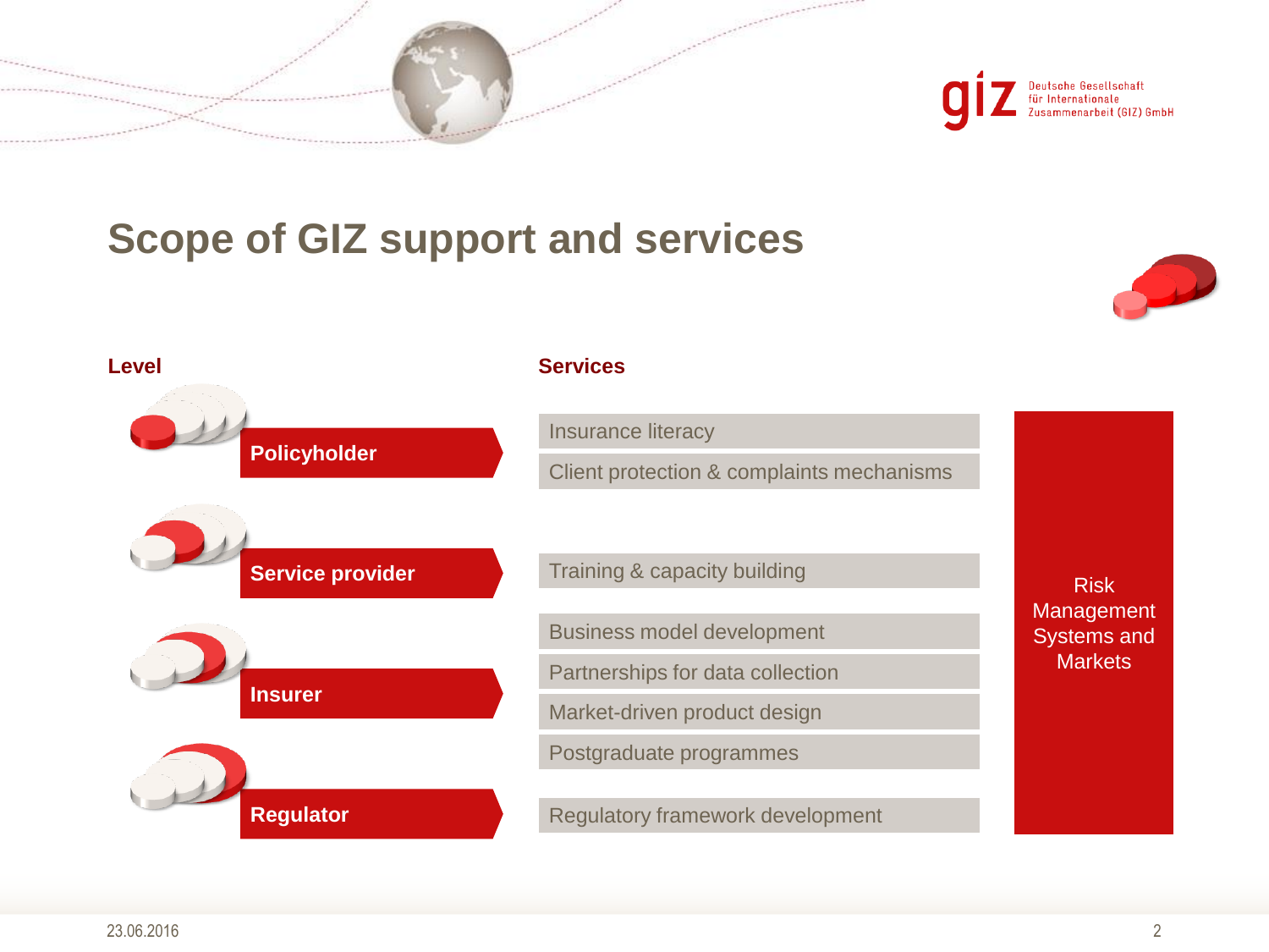# Scope of GIZ support and services

| Level | Services | |
|---|---|---|
| **Policyholder** | Insurance literacy<br>Client protection & complaints mechanisms | Risk Management Systems and Markets |
| **Service provider** | Training & capacity building | |
| **Insurer** | Business model development<br>Partnerships for data collection<br>Market-driven product design<br>Postgraduate programmes | |
| **Regulator** | Regulatory framework development | |

23.06.2016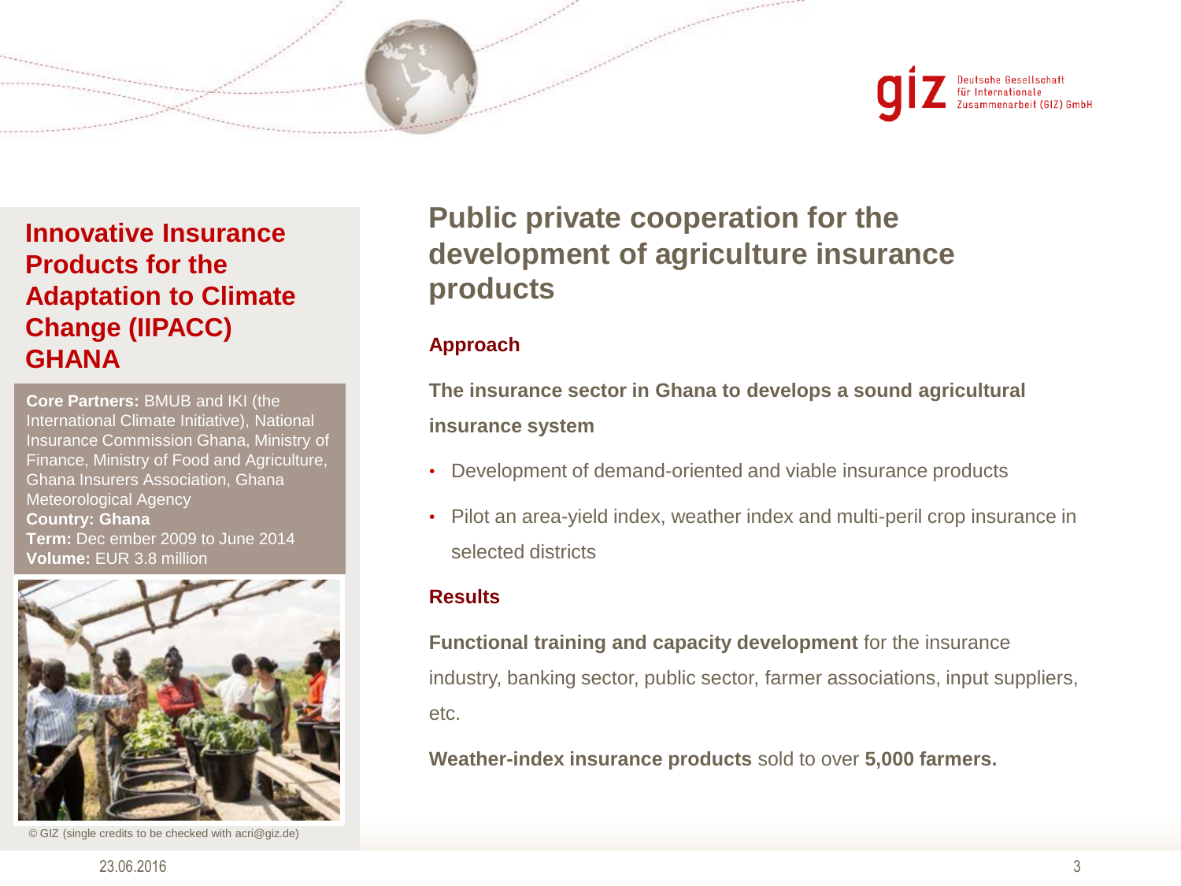## Innovative Insurance Products for the Adaptation to Climate Change (IIPACC) GHANA

**Core Partners:** BMUB and IKI (the International Climate Initiative), National Insurance Commission Ghana, Ministry of Finance, Ministry of Food and Agriculture, Ghana Insurers Association, Ghana Meteorological Agency
**Country: Ghana**
**Term:** Dec ember 2009 to June 2014
**Volume:** EUR 3.8 million

© GIZ (single credits to be checked with acri@giz.de)

# Public private cooperation for the development of agriculture insurance products

### Approach

**The insurance sector in Ghana to develops a sound agricultural insurance system**

- Development of demand-oriented and viable insurance products
- Pilot an area-yield index, weather index and multi-peril crop insurance in selected districts

### Results

**Functional training and capacity development** for the insurance industry, banking sector, public sector, farmer associations, input suppliers, etc.

**Weather-index insurance products** sold to over **5,000 farmers.**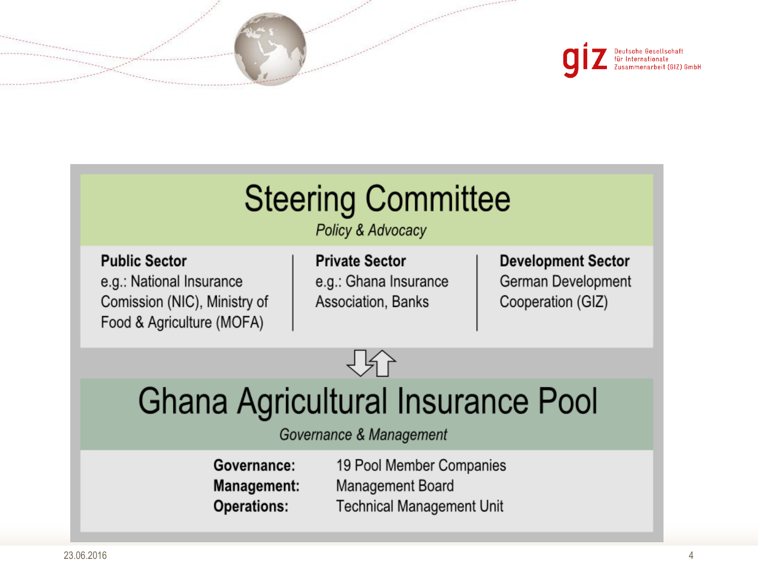# Steering Committee

*Policy & Advocacy*

| **Public Sector** | **Private Sector** | **Development Sector** |
| --- | --- | --- |
| e.g.: National Insurance Comission (NIC), Ministry of Food & Agriculture (MOFA) | e.g.: Ghana Insurance Association, Banks | German Development Cooperation (GIZ) |

⇩⇧

# Ghana Agricultural Insurance Pool

*Governance & Management*

| | |
| --- | --- |
| **Governance:** | 19 Pool Member Companies |
| **Management:** | Management Board |
| **Operations:** | Technical Management Unit |

23.06.2016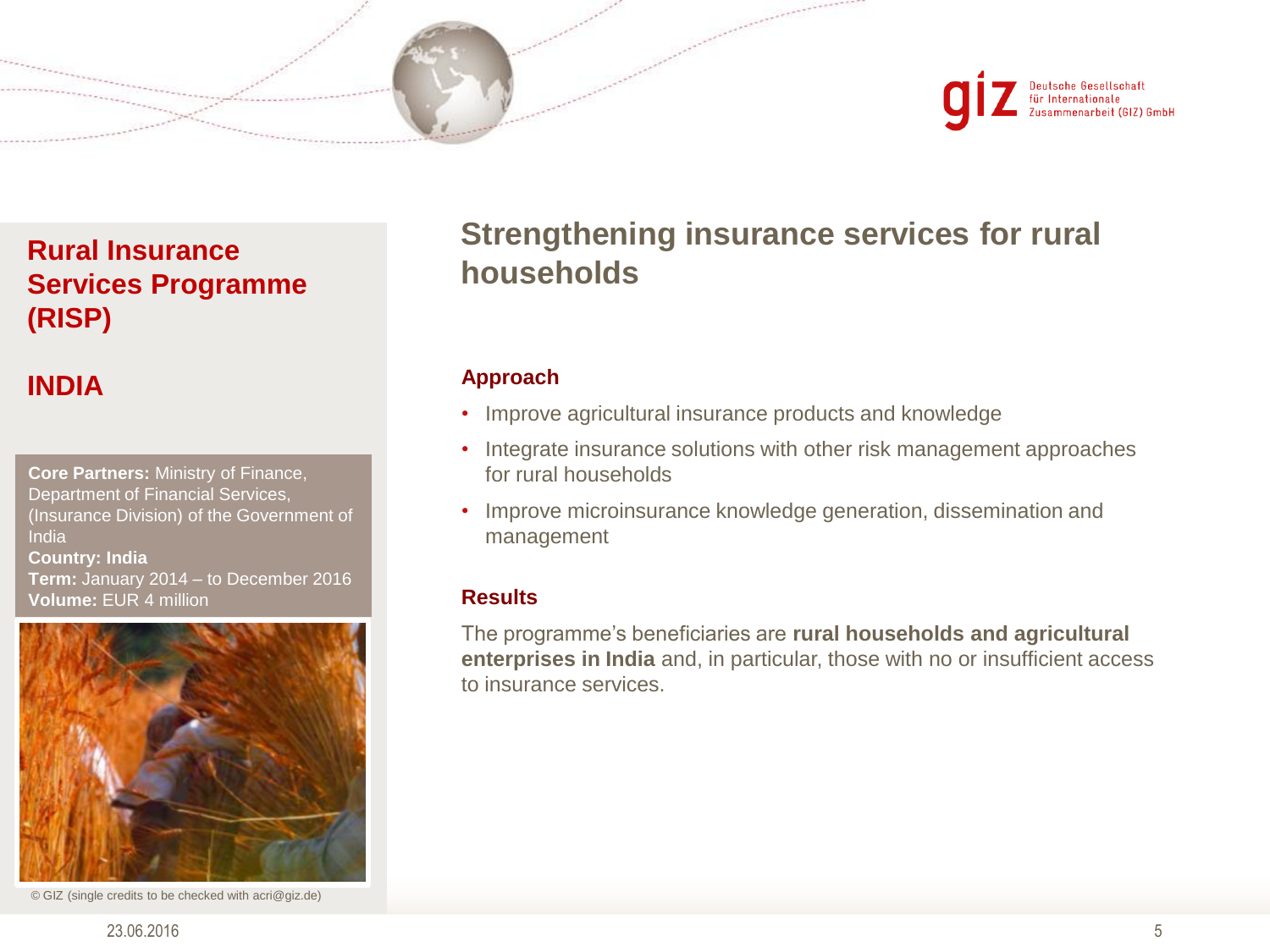## Rural Insurance Services Programme (RISP)

## INDIA

**Core Partners:** Ministry of Finance, Department of Financial Services, (Insurance Division) of the Government of India
**Country: India**
**Term:** January 2014 – to December 2016
**Volume:** EUR 4 million

© GIZ (single credits to be checked with acri@giz.de)

# Strengthening insurance services for rural households

### Approach

- Improve agricultural insurance products and knowledge
- Integrate insurance solutions with other risk management approaches for rural households
- Improve microinsurance knowledge generation, dissemination and management

### Results

The programme's beneficiaries are **rural households and agricultural enterprises in India** and, in particular, those with no or insufficient access to insurance services.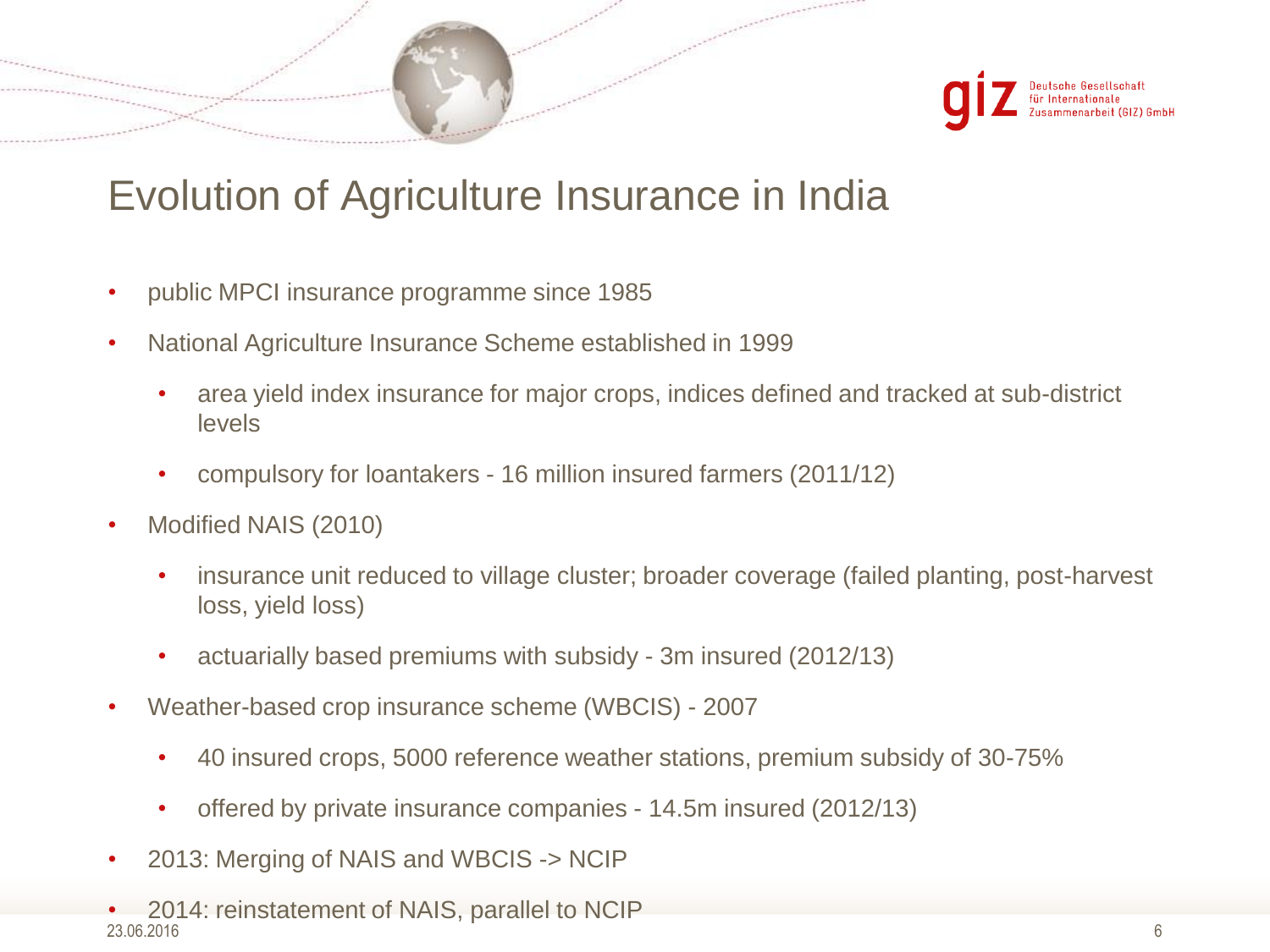# Evolution of Agriculture Insurance in India

- public MPCI insurance programme since 1985
- National Agriculture Insurance Scheme established in 1999
  - area yield index insurance for major crops, indices defined and tracked at sub-district levels
  - compulsory for loantakers - 16 million insured farmers (2011/12)
- Modified NAIS (2010)
  - insurance unit reduced to village cluster; broader coverage (failed planting, post-harvest loss, yield loss)
  - actuarially based premiums with subsidy - 3m insured (2012/13)
- Weather-based crop insurance scheme (WBCIS) - 2007
  - 40 insured crops, 5000 reference weather stations, premium subsidy of 30-75%
  - offered by private insurance companies - 14.5m insured (2012/13)
- 2013: Merging of NAIS and WBCIS -> NCIP
- 2014: reinstatement of NAIS, parallel to NCIP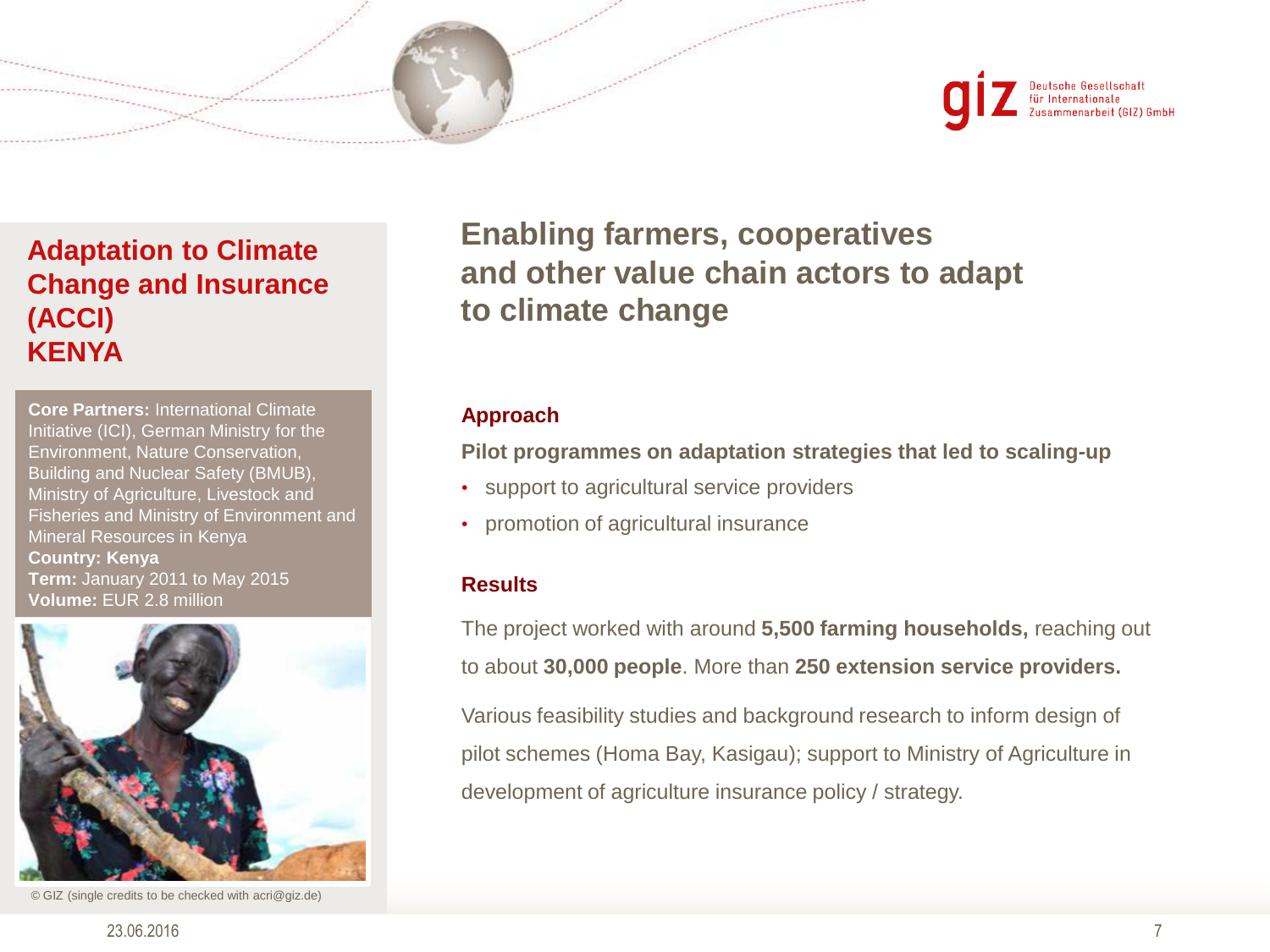## Adaptation to Climate Change and Insurance (ACCI) KENYA

**Core Partners:** International Climate Initiative (ICI), German Ministry for the Environment, Nature Conservation, Building and Nuclear Safety (BMUB), Ministry of Agriculture, Livestock and Fisheries and Ministry of Environment and Mineral Resources in Kenya
**Country: Kenya**
**Term:** January 2011 to May 2015
**Volume:** EUR 2.8 million

© GIZ (single credits to be checked with acri@giz.de)

# Enabling farmers, cooperatives and other value chain actors to adapt to climate change

### Approach

**Pilot programmes on adaptation strategies that led to scaling-up**

- support to agricultural service providers
- promotion of agricultural insurance

### Results

The project worked with around **5,500 farming households,** reaching out to about **30,000 people**. More than **250 extension service providers.**

Various feasibility studies and background research to inform design of pilot schemes (Homa Bay, Kasigau); support to Ministry of Agriculture in development of agriculture insurance policy / strategy.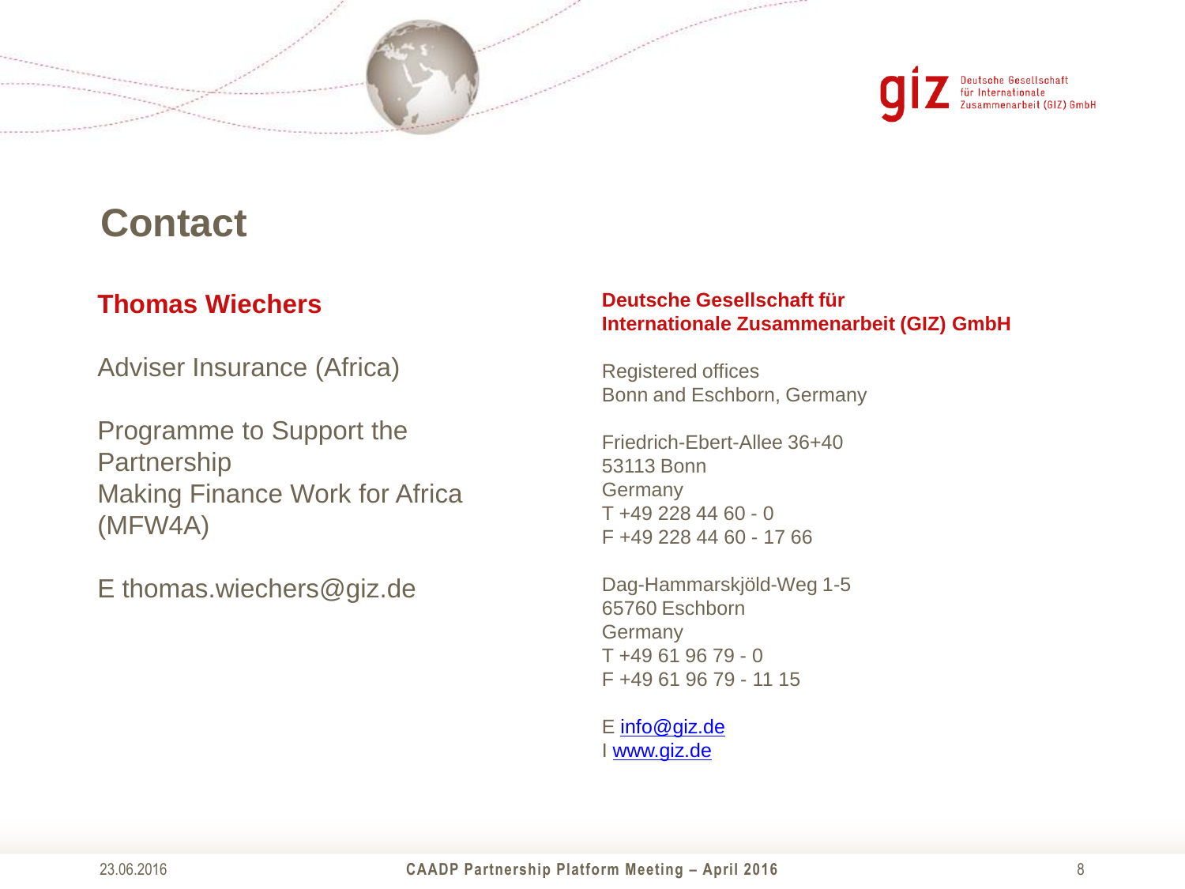# Contact

**Thomas Wiechers**

Adviser Insurance (Africa)

Programme to Support the Partnership
Making Finance Work for Africa (MFW4A)

E thomas.wiechers@giz.de

**Deutsche Gesellschaft für Internationale Zusammenarbeit (GIZ) GmbH**

Registered offices
Bonn and Eschborn, Germany

Friedrich-Ebert-Allee 36+40
53113 Bonn
Germany
T +49 228 44 60 - 0
F +49 228 44 60 - 17 66

Dag-Hammarskjöld-Weg 1-5
65760 Eschborn
Germany
T +49 61 96 79 - 0
F +49 61 96 79 - 11 15

E info@giz.de
I www.giz.de